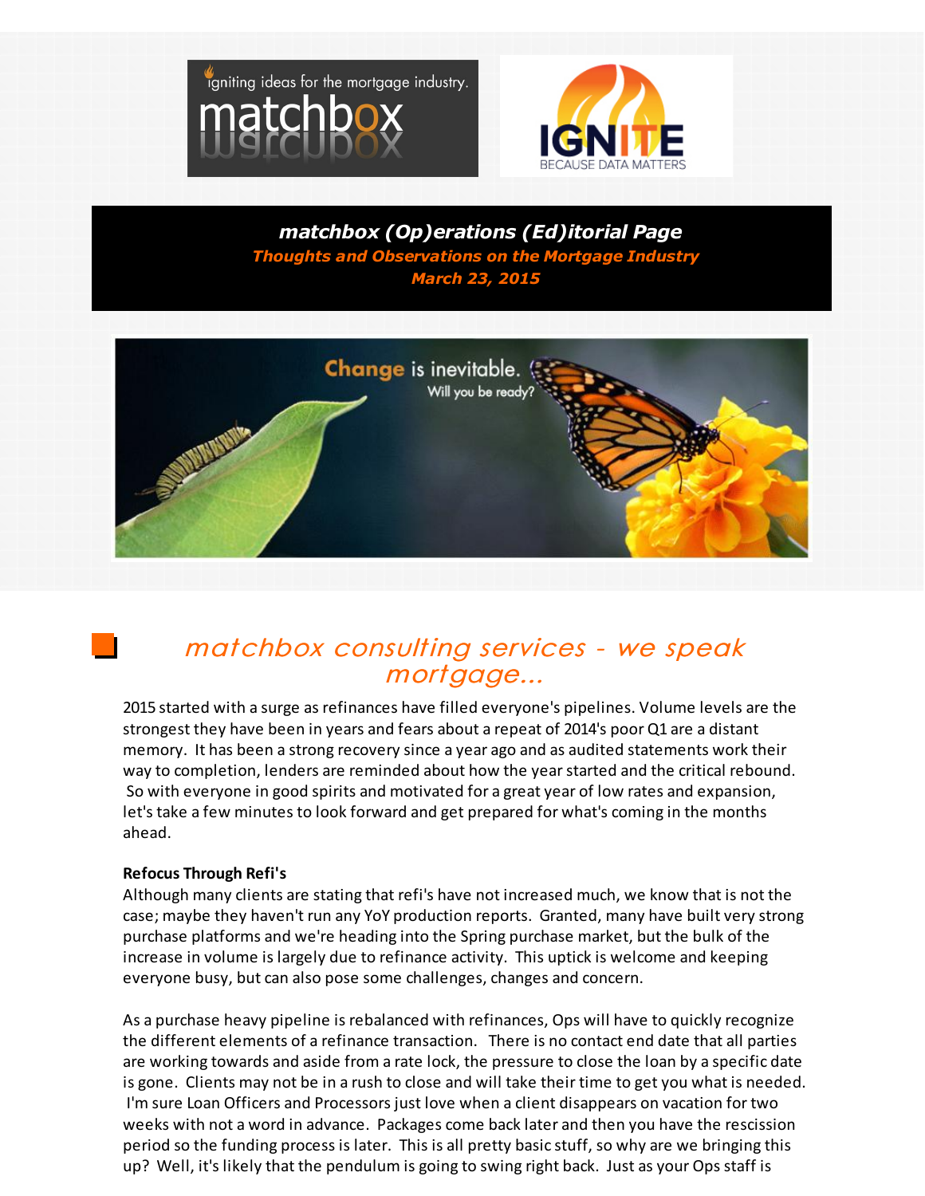igniting ideas for the mortgage industry.

matchbox

IGNITE

BECAUSE DATA MATTERS

# matchbox (Op)erations (Ed)itorial Page

***Thoughts and Observations on the Mortgage Industry***

***March 23, 2015***

Change is inevitable. Will you be ready?

## *matchbox consulting services - we speak mortgage...*

2015 started with a surge as refinances have filled everyone's pipelines. Volume levels are the strongest they have been in years and fears about a repeat of 2014's poor Q1 are a distant memory. It has been a strong recovery since a year ago and as audited statements work their way to completion, lenders are reminded about how the year started and the critical rebound. So with everyone in good spirits and motivated for a great year of low rates and expansion, let's take a few minutes to look forward and get prepared for what's coming in the months ahead.

**Refocus Through Refi's**

Although many clients are stating that refi's have not increased much, we know that is not the case; maybe they haven't run any YoY production reports. Granted, many have built very strong purchase platforms and we're heading into the Spring purchase market, but the bulk of the increase in volume is largely due to refinance activity. This uptick is welcome and keeping everyone busy, but can also pose some challenges, changes and concern.

As a purchase heavy pipeline is rebalanced with refinances, Ops will have to quickly recognize the different elements of a refinance transaction. There is no contact end date that all parties are working towards and aside from a rate lock, the pressure to close the loan by a specific date is gone. Clients may not be in a rush to close and will take their time to get you what is needed. I'm sure Loan Officers and Processors just love when a client disappears on vacation for two weeks with not a word in advance. Packages come back later and then you have the rescission period so the funding process is later. This is all pretty basic stuff, so why are we bringing this up? Well, it's likely that the pendulum is going to swing right back. Just as your Ops staff is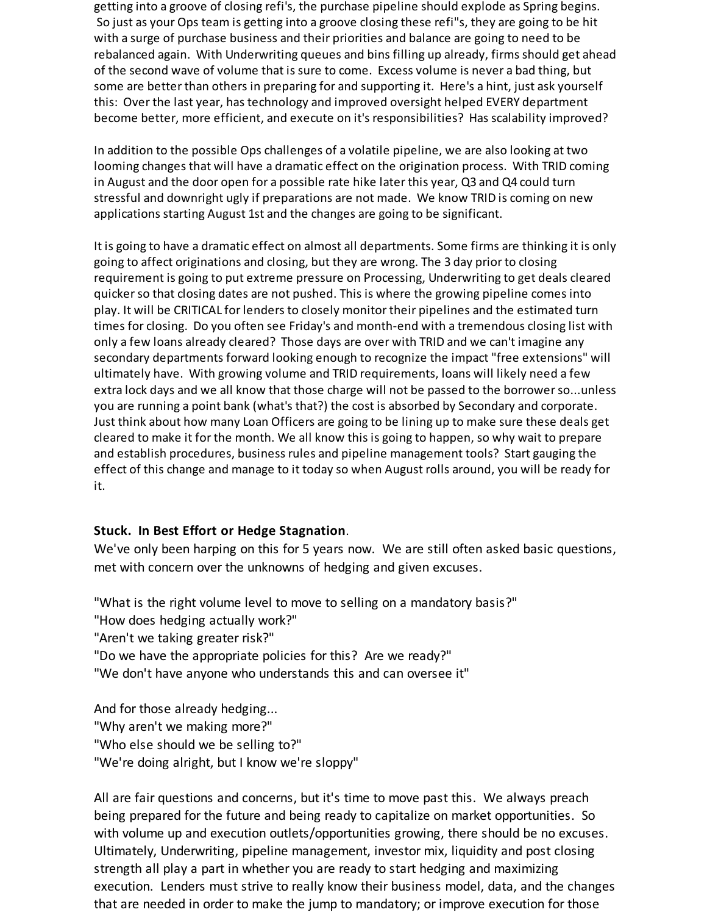getting into a groove of closing refi's, the purchase pipeline should explode as Spring begins. So just as your Ops team is getting into a groove closing these refi"s, they are going to be hit with a surge of purchase business and their priorities and balance are going to need to be rebalanced again. With Underwriting queues and bins filling up already, firms should get ahead of the second wave of volume that is sure to come. Excess volume is never a bad thing, but some are better than others in preparing for and supporting it. Here's a hint, just ask yourself this: Over the last year, has technology and improved oversight helped EVERY department become better, more efficient, and execute on it's responsibilities? Has scalability improved?

In addition to the possible Ops challenges of a volatile pipeline, we are also looking at two looming changes that will have a dramatic effect on the origination process. With TRID coming in August and the door open for a possible rate hike later this year, Q3 and Q4 could turn stressful and downright ugly if preparations are not made. We know TRID is coming on new applications starting August 1st and the changes are going to be significant.

It is going to have a dramatic effect on almost all departments. Some firms are thinking it is only going to affect originations and closing, but they are wrong. The 3 day prior to closing requirement is going to put extreme pressure on Processing, Underwriting to get deals cleared quicker so that closing dates are not pushed. This is where the growing pipeline comes into play. It will be CRITICAL for lenders to closely monitor their pipelines and the estimated turn times for closing. Do you often see Friday's and month-end with a tremendous closing list with only a few loans already cleared? Those days are over with TRID and we can't imagine any secondary departments forward looking enough to recognize the impact "free extensions" will ultimately have. With growing volume and TRID requirements, loans will likely need a few extra lock days and we all know that those charge will not be passed to the borrower so...unless you are running a point bank (what's that?) the cost is absorbed by Secondary and corporate. Just think about how many Loan Officers are going to be lining up to make sure these deals get cleared to make it for the month. We all know this is going to happen, so why wait to prepare and establish procedures, business rules and pipeline management tools? Start gauging the effect of this change and manage to it today so when August rolls around, you will be ready for it.

**Stuck. In Best Effort or Hedge Stagnation**.

We've only been harping on this for 5 years now. We are still often asked basic questions, met with concern over the unknowns of hedging and given excuses.

"What is the right volume level to move to selling on a mandatory basis?"
"How does hedging actually work?"
"Aren't we taking greater risk?"
"Do we have the appropriate policies for this? Are we ready?"
"We don't have anyone who understands this and can oversee it"

And for those already hedging...
"Why aren't we making more?"
"Who else should we be selling to?"
"We're doing alright, but I know we're sloppy"

All are fair questions and concerns, but it's time to move past this. We always preach being prepared for the future and being ready to capitalize on market opportunities. So with volume up and execution outlets/opportunities growing, there should be no excuses. Ultimately, Underwriting, pipeline management, investor mix, liquidity and post closing strength all play a part in whether you are ready to start hedging and maximizing execution. Lenders must strive to really know their business model, data, and the changes that are needed in order to make the jump to mandatory; or improve execution for those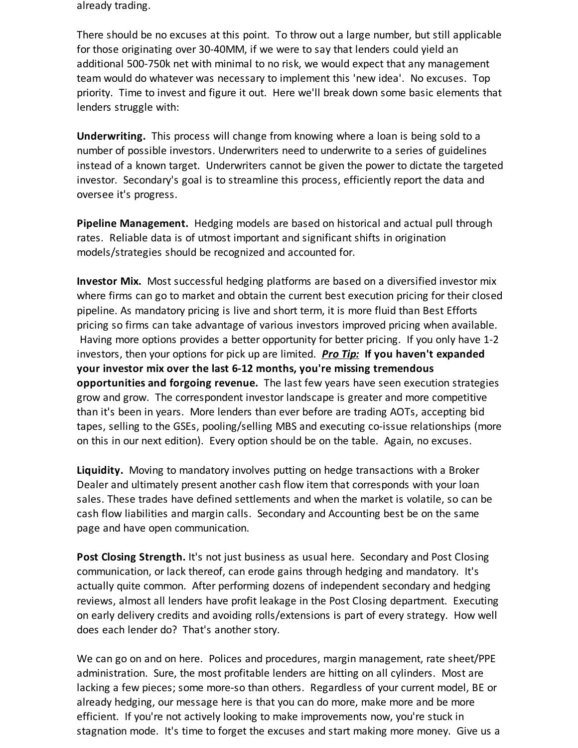already trading.

There should be no excuses at this point. To throw out a large number, but still applicable for those originating over 30-40MM, if we were to say that lenders could yield an additional 500-750k net with minimal to no risk, we would expect that any management team would do whatever was necessary to implement this 'new idea'. No excuses. Top priority. Time to invest and figure it out. Here we'll break down some basic elements that lenders struggle with:

**Underwriting.** This process will change from knowing where a loan is being sold to a number of possible investors. Underwriters need to underwrite to a series of guidelines instead of a known target. Underwriters cannot be given the power to dictate the targeted investor. Secondary's goal is to streamline this process, efficiently report the data and oversee it's progress.

**Pipeline Management.** Hedging models are based on historical and actual pull through rates. Reliable data is of utmost important and significant shifts in origination models/strategies should be recognized and accounted for.

**Investor Mix.** Most successful hedging platforms are based on a diversified investor mix where firms can go to market and obtain the current best execution pricing for their closed pipeline. As mandatory pricing is live and short term, it is more fluid than Best Efforts pricing so firms can take advantage of various investors improved pricing when available. Having more options provides a better opportunity for better pricing. If you only have 1-2 investors, then your options for pick up are limited. ***Pro Tip:*** **If you haven't expanded your investor mix over the last 6-12 months, you're missing tremendous opportunities and forgoing revenue.** The last few years have seen execution strategies grow and grow. The correspondent investor landscape is greater and more competitive than it's been in years. More lenders than ever before are trading AOTs, accepting bid tapes, selling to the GSEs, pooling/selling MBS and executing co-issue relationships (more on this in our next edition). Every option should be on the table. Again, no excuses.

**Liquidity.** Moving to mandatory involves putting on hedge transactions with a Broker Dealer and ultimately present another cash flow item that corresponds with your loan sales. These trades have defined settlements and when the market is volatile, so can be cash flow liabilities and margin calls. Secondary and Accounting best be on the same page and have open communication.

**Post Closing Strength.** It's not just business as usual here. Secondary and Post Closing communication, or lack thereof, can erode gains through hedging and mandatory. It's actually quite common. After performing dozens of independent secondary and hedging reviews, almost all lenders have profit leakage in the Post Closing department. Executing on early delivery credits and avoiding rolls/extensions is part of every strategy. How well does each lender do? That's another story.

We can go on and on here. Polices and procedures, margin management, rate sheet/PPE administration. Sure, the most profitable lenders are hitting on all cylinders. Most are lacking a few pieces; some more-so than others. Regardless of your current model, BE or already hedging, our message here is that you can do more, make more and be more efficient. If you're not actively looking to make improvements now, you're stuck in stagnation mode. It's time to forget the excuses and start making more money. Give us a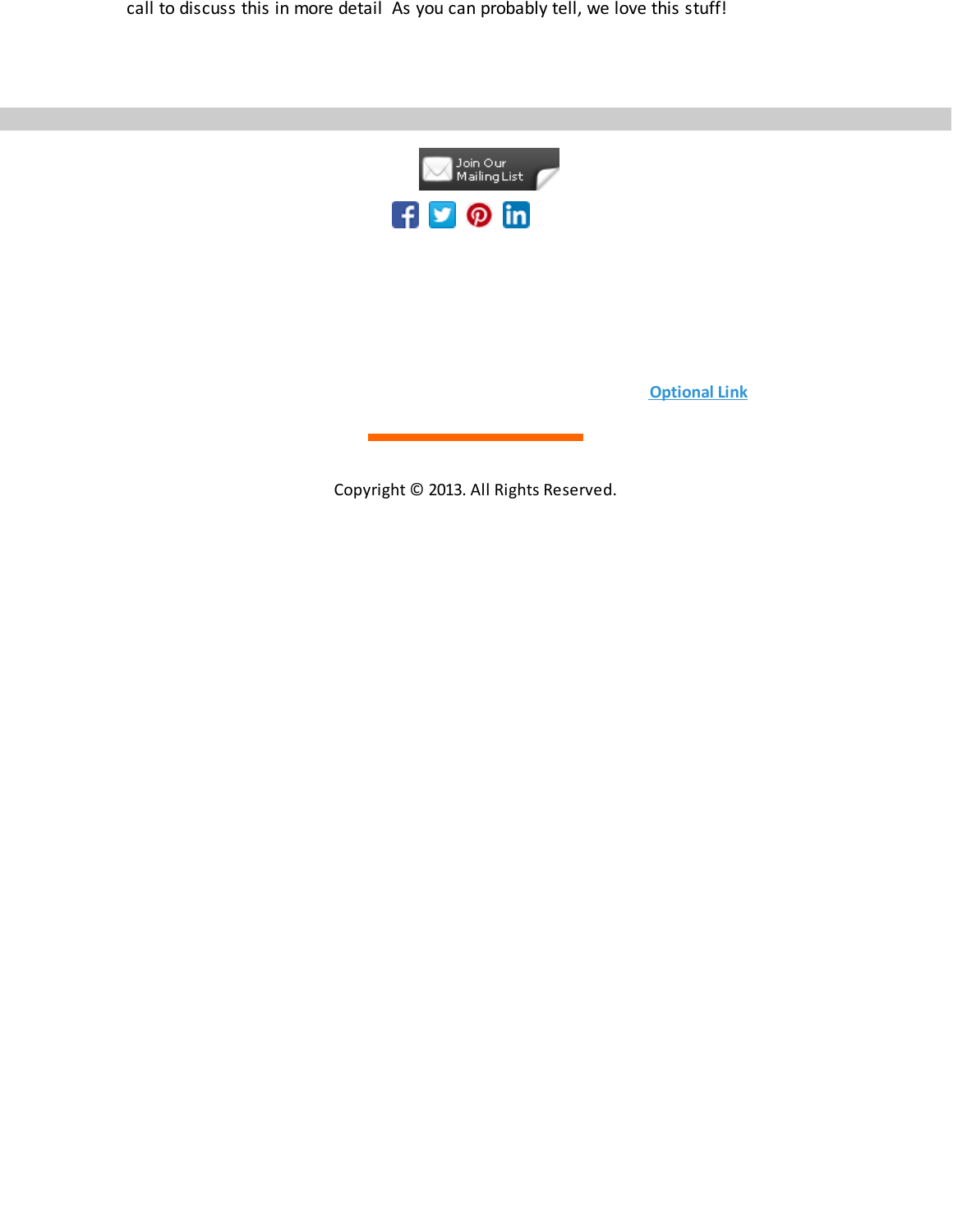call to discuss this in more detail  As you can probably tell, we love this stuff!

Join Our Mailing List

Optional Link

Copyright © 2013. All Rights Reserved.